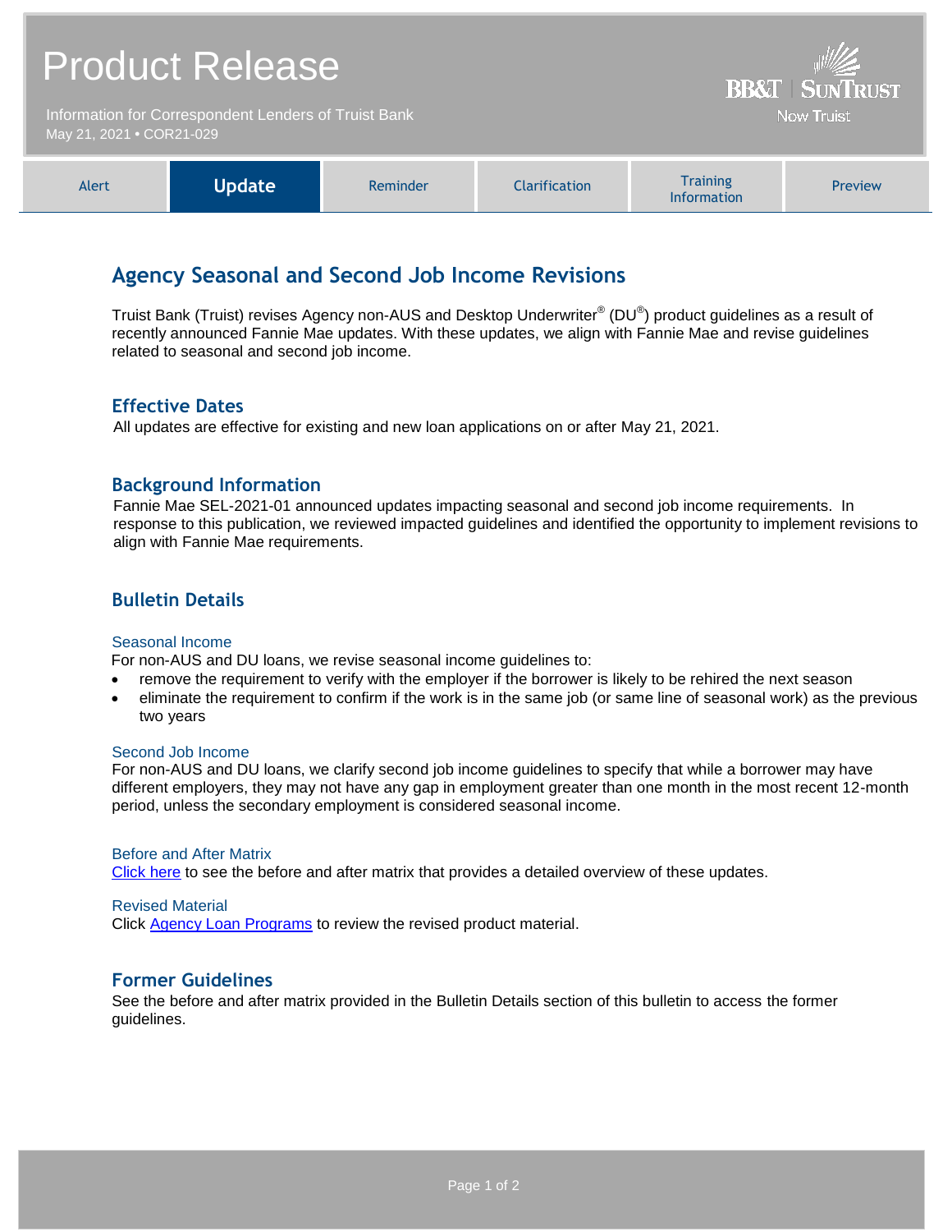# Product Release

Information for Correspondent Lenders of Truist Bank
May 21, 2021 • COR21-029

BB&T | SunTrust
Now Truist

| Alert | **Update** | Reminder | Clarification | Training Information | Preview |
|---|---|---|---|---|---|

## Agency Seasonal and Second Job Income Revisions

Truist Bank (Truist) revises Agency non-AUS and Desktop Underwriter® (DU®) product guidelines as a result of recently announced Fannie Mae updates. With these updates, we align with Fannie Mae and revise guidelines related to seasonal and second job income.

### Effective Dates

All updates are effective for existing and new loan applications on or after May 21, 2021.

### Background Information

Fannie Mae SEL-2021-01 announced updates impacting seasonal and second job income requirements. In response to this publication, we reviewed impacted guidelines and identified the opportunity to implement revisions to align with Fannie Mae requirements.

### Bulletin Details

#### Seasonal Income

For non-AUS and DU loans, we revise seasonal income guidelines to:

- remove the requirement to verify with the employer if the borrower is likely to be rehired the next season
- eliminate the requirement to confirm if the work is in the same job (or same line of seasonal work) as the previous two years

#### Second Job Income

For non-AUS and DU loans, we clarify second job income guidelines to specify that while a borrower may have different employers, they may not have any gap in employment greater than one month in the most recent 12-month period, unless the secondary employment is considered seasonal income.

#### Before and After Matrix

Click here to see the before and after matrix that provides a detailed overview of these updates.

#### Revised Material

Click Agency Loan Programs to review the revised product material.

### Former Guidelines

See the before and after matrix provided in the Bulletin Details section of this bulletin to access the former guidelines.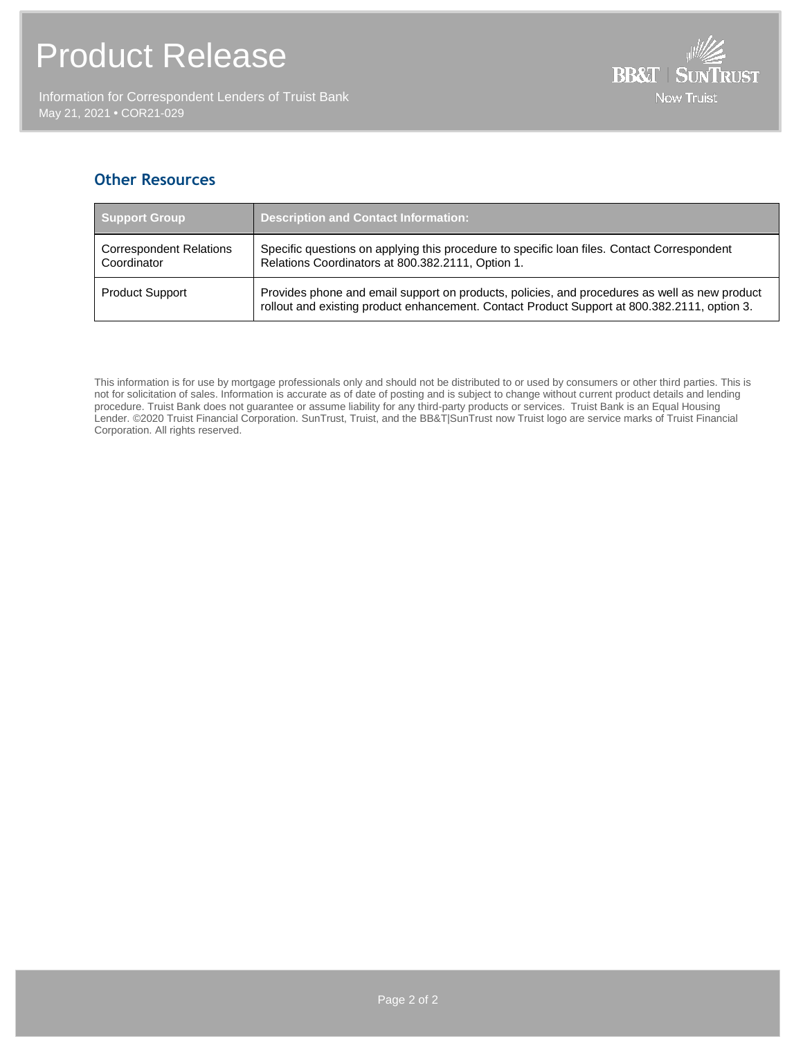## Other Resources

| Support Group | Description and Contact Information: |
|---|---|
| Correspondent Relations Coordinator | Specific questions on applying this procedure to specific loan files. Contact Correspondent Relations Coordinators at 800.382.2111, Option 1. |
| Product Support | Provides phone and email support on products, policies, and procedures as well as new product rollout and existing product enhancement. Contact Product Support at 800.382.2111, option 3. |

This information is for use by mortgage professionals only and should not be distributed to or used by consumers or other third parties. This is not for solicitation of sales. Information is accurate as of date of posting and is subject to change without current product details and lending procedure. Truist Bank does not guarantee or assume liability for any third-party products or services. Truist Bank is an Equal Housing Lender. ©2020 Truist Financial Corporation. SunTrust, Truist, and the BB&T|SunTrust now Truist logo are service marks of Truist Financial Corporation. All rights reserved.